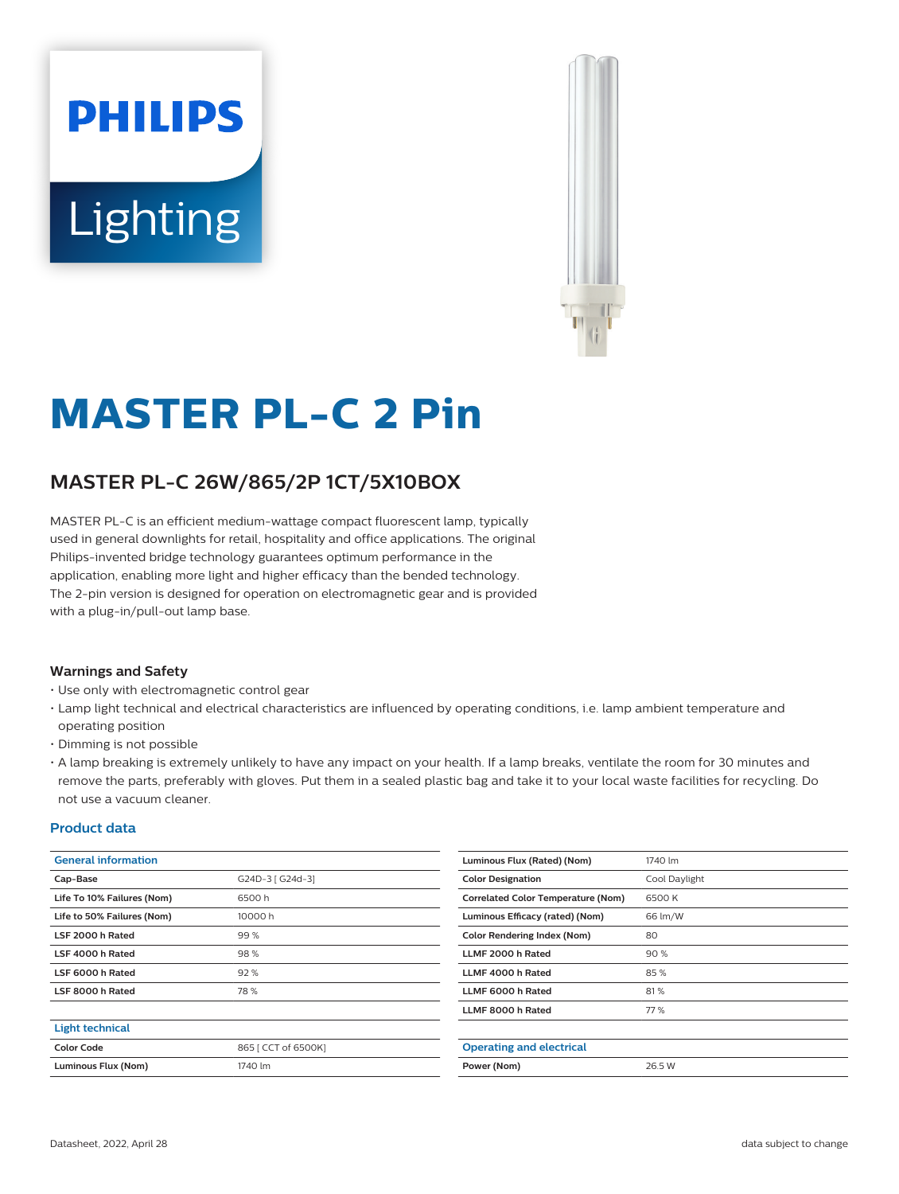# MASTER PL-C 2 Pin

## MASTER PL-C 26W/865/2P 1CT/5X10BOX

MASTER PL-C is an efficient medium-wattage compact fluorescent lamp, typically used in general downlights for retail, hospitality and office applications. The original Philips-invented bridge technology guarantees optimum performance in the application, enabling more light and higher efficacy than the bended technology. The 2-pin version is designed for operation on electromagnetic gear and is provided with a plug-in/pull-out lamp base.

### Warnings and Safety

- Use only with electromagnetic control gear
- Lamp light technical and electrical characteristics are influenced by operating conditions, i.e. lamp ambient temperature and operating position
- Dimming is not possible
- A lamp breaking is extremely unlikely to have any impact on your health. If a lamp breaks, ventilate the room for 30 minutes and remove the parts, preferably with gloves. Put them in a sealed plastic bag and take it to your local waste facilities for recycling. Do not use a vacuum cleaner.

### Product data

| General information | |
|---|---|
| Cap-Base | G24D-3 [ G24d-3] |
| Life To 10% Failures (Nom) | 6500 h |
| Life to 50% Failures (Nom) | 10000 h |
| LSF 2000 h Rated | 99 % |
| LSF 4000 h Rated | 98 % |
| LSF 6000 h Rated | 92 % |
| LSF 8000 h Rated | 78 % |

| Light technical | |
|---|---|
| Color Code | 865 [ CCT of 6500K] |
| Luminous Flux (Nom) | 1740 lm |
| Luminous Flux (Rated) (Nom) | 1740 lm |
| Color Designation | Cool Daylight |
| Correlated Color Temperature (Nom) | 6500 K |
| Luminous Efficacy (rated) (Nom) | 66 lm/W |
| Color Rendering Index (Nom) | 80 |
| LLMF 2000 h Rated | 90 % |
| LLMF 4000 h Rated | 85 % |
| LLMF 6000 h Rated | 81 % |
| LLMF 8000 h Rated | 77 % |

| Operating and electrical | |
|---|---|
| Power (Nom) | 26.5 W |

Datasheet, 2022, April 28 — data subject to change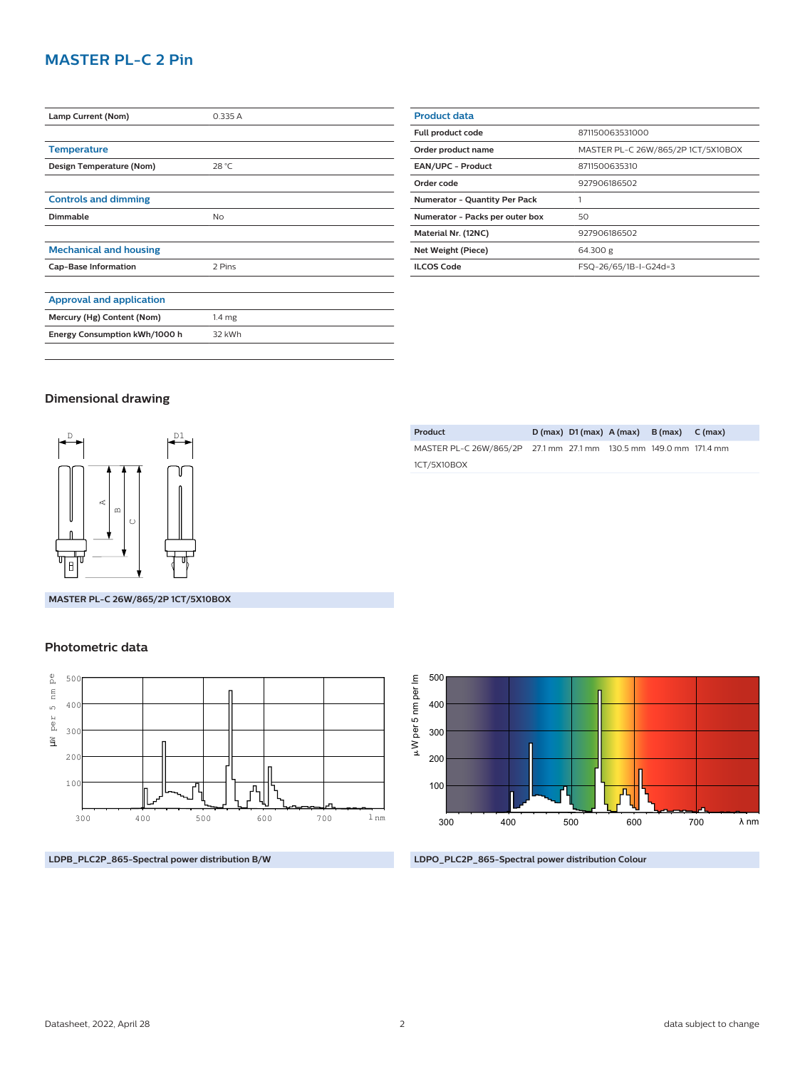# MASTER PL-C 2 Pin

| | |
|---|---|
| Lamp Current (Nom) | 0.335 A |

| Temperature | |
|---|---|
| Design Temperature (Nom) | 28 °C |

| Controls and dimming | |
|---|---|
| Dimmable | No |

| Mechanical and housing | |
|---|---|
| Cap-Base Information | 2 Pins |

| Approval and application | |
|---|---|
| Mercury (Hg) Content (Nom) | 1.4 mg |
| Energy Consumption kWh/1000 h | 32 kWh |

| Product data | |
|---|---|
| Full product code | 871150063531000 |
| Order product name | MASTER PL-C 26W/865/2P 1CT/5X10BOX |
| EAN/UPC - Product | 8711500635310 |
| Order code | 927906186502 |
| Numerator - Quantity Per Pack | 1 |
| Numerator - Packs per outer box | 50 |
| Material Nr. (12NC) | 927906186502 |
| Net Weight (Piece) | 64.300 g |
| ILCOS Code | FSQ-26/65/1B-I-G24d=3 |

## Dimensional drawing

| Product | D (max) | D1 (max) | A (max) | B (max) | C (max) |
|---|---|---|---|---|---|
| MASTER PL-C 26W/865/2P 1CT/5X10BOX | 27.1 mm | 27.1 mm | 130.5 mm | 149.0 mm | 171.4 mm |

MASTER PL-C 26W/865/2P 1CT/5X10BOX

## Photometric data

LDPB_PLC2P_865-Spectral power distribution B/W

LDPO_PLC2P_865-Spectral power distribution Colour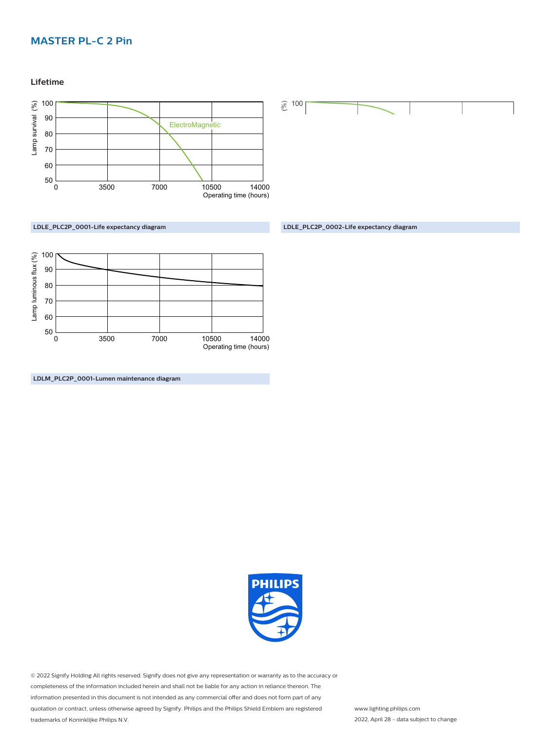## MASTER PL-C 2 Pin

### Lifetime

Lamp survival (%)
100
90
80
70
60
50
0
3500
7000
10500
14000
Operating time (hours)
ElectroMagnetic

LDLE_PLC2P_0001-Life expectancy diagram

(%)
100

LDLE_PLC2P_0002-Life expectancy diagram

Lamp luminous flux (%)
100
90
80
70
60
50
0
3500
7000
10500
14000
Operating time (hours)

LDLM_PLC2P_0001-Lumen maintenance diagram

© 2022 Signify Holding All rights reserved. Signify does not give any representation or warranty as to the accuracy or completeness of the information included herein and shall not be liable for any action in reliance thereon. The information presented in this document is not intended as any commercial offer and does not form part of any quotation or contract, unless otherwise agreed by Signify. Philips and the Philips Shield Emblem are registered trademarks of Koninklijke Philips N.V.

www.lighting.philips.com
2022, April 28 - data subject to change